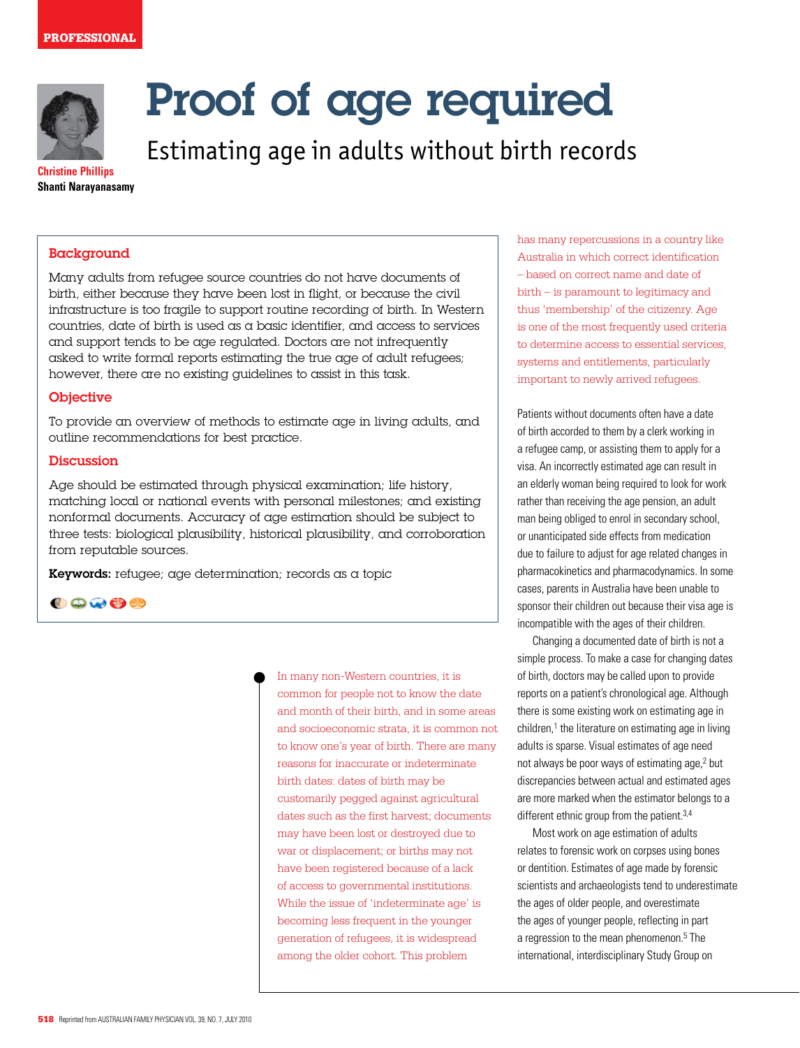PROFESSIONAL

# Proof of age required

## Estimating age in adults without birth records

**Christine Phillips**
**Shanti Narayanasamy**

### Background

Many adults from refugee source countries do not have documents of birth, either because they have been lost in flight, or because the civil infrastructure is too fragile to support routine recording of birth. In Western countries, date of birth is used as a basic identifier, and access to services and support tends to be age regulated. Doctors are not infrequently asked to write formal reports estimating the true age of adult refugees; however, there are no existing guidelines to assist in this task.

### Objective

To provide an overview of methods to estimate age in living adults, and outline recommendations for best practice.

### Discussion

Age should be estimated through physical examination; life history, matching local or national events with personal milestones; and existing nonformal documents. Accuracy of age estimation should be subject to three tests: biological plausibility, historical plausibility, and corroboration from reputable sources.

**Keywords:** refugee; age determination; records as a topic

In many non-Western countries, it is common for people not to know the date and month of their birth, and in some areas and socioeconomic strata, it is common not to know one's year of birth. There are many reasons for inaccurate or indeterminate birth dates: dates of birth may be customarily pegged against agricultural dates such as the first harvest; documents may have been lost or destroyed due to war or displacement; or births may not have been registered because of a lack of access to governmental institutions. While the issue of 'indeterminate age' is becoming less frequent in the younger generation of refugees, it is widespread among the older cohort. This problem has many repercussions in a country like Australia in which correct identification – based on correct name and date of birth – is paramount to legitimacy and thus 'membership' of the citizenry. Age is one of the most frequently used criteria to determine access to essential services, systems and entitlements, particularly important to newly arrived refugees.

Patients without documents often have a date of birth accorded to them by a clerk working in a refugee camp, or assisting them to apply for a visa. An incorrectly estimated age can result in an elderly woman being required to look for work rather than receiving the age pension, an adult man being obliged to enrol in secondary school, or unanticipated side effects from medication due to failure to adjust for age related changes in pharmacokinetics and pharmacodynamics. In some cases, parents in Australia have been unable to sponsor their children out because their visa age is incompatible with the ages of their children.

Changing a documented date of birth is not a simple process. To make a case for changing dates of birth, doctors may be called upon to provide reports on a patient's chronological age. Although there is some existing work on estimating age in children,[1] the literature on estimating age in living adults is sparse. Visual estimates of age need not always be poor ways of estimating age,[2] but discrepancies between actual and estimated ages are more marked when the estimator belongs to a different ethnic group from the patient.[3,4]

Most work on age estimation of adults relates to forensic work on corpses using bones or dentition. Estimates of age made by forensic scientists and archaeologists tend to underestimate the ages of older people, and overestimate the ages of younger people, reflecting in part a regression to the mean phenomenon.[5] The international, interdisciplinary Study Group on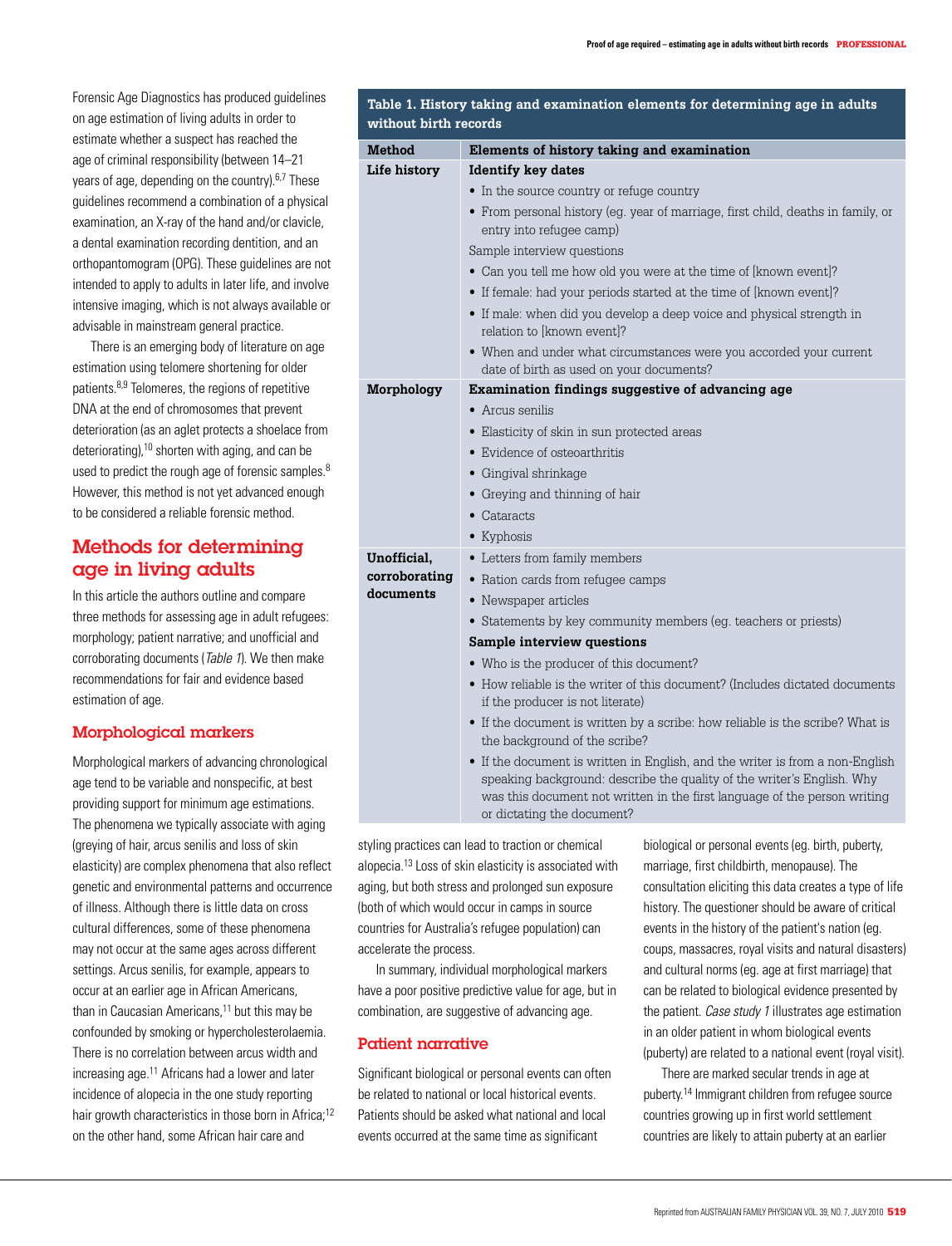Forensic Age Diagnostics has produced guidelines on age estimation of living adults in order to estimate whether a suspect has reached the age of criminal responsibility (between 14–21 years of age, depending on the country).[6,7] These guidelines recommend a combination of a physical examination, an X-ray of the hand and/or clavicle, a dental examination recording dentition, and an orthopantomogram (OPG). These guidelines are not intended to apply to adults in later life, and involve intensive imaging, which is not always available or advisable in mainstream general practice.

There is an emerging body of literature on age estimation using telomere shortening for older patients.[8,9] Telomeres, the regions of repetitive DNA at the end of chromosomes that prevent deterioration (as an aglet protects a shoelace from deteriorating),[10] shorten with aging, and can be used to predict the rough age of forensic samples.[8] However, this method is not yet advanced enough to be considered a reliable forensic method.

## Methods for determining age in living adults

In this article the authors outline and compare three methods for assessing age in adult refugees: morphology; patient narrative; and unofficial and corroborating documents (*Table 1*). We then make recommendations for fair and evidence based estimation of age.

**Table 1. History taking and examination elements for determining age in adults without birth records**

| Method | Elements of history taking and examination |
|---|---|
| **Life history** | **Identify key dates**<br>• In the source country or refuge country<br>• From personal history (eg. year of marriage, first child, deaths in family, or entry into refugee camp)<br>Sample interview questions<br>• Can you tell me how old you were at the time of [known event]?<br>• If female: had your periods started at the time of [known event]?<br>• If male: when did you develop a deep voice and physical strength in relation to [known event]?<br>• When and under what circumstances were you accorded your current date of birth as used on your documents? |
| **Morphology** | **Examination findings suggestive of advancing age**<br>• Arcus senilis<br>• Elasticity of skin in sun protected areas<br>• Evidence of osteoarthritis<br>• Gingival shrinkage<br>• Greying and thinning of hair<br>• Cataracts<br>• Kyphosis |
| **Unofficial, corroborating documents** | • Letters from family members<br>• Ration cards from refugee camps<br>• Newspaper articles<br>• Statements by key community members (eg. teachers or priests)<br>**Sample interview questions**<br>• Who is the producer of this document?<br>• How reliable is the writer of this document? (Includes dictated documents if the producer is not literate)<br>• If the document is written by a scribe: how reliable is the scribe? What is the background of the scribe?<br>• If the document is written in English, and the writer is from a non-English speaking background: describe the quality of the writer's English. Why was this document not written in the first language of the person writing or dictating the document? |

### Morphological markers

Morphological markers of advancing chronological age tend to be variable and nonspecific, at best providing support for minimum age estimations. The phenomena we typically associate with aging (greying of hair, arcus senilis and loss of skin elasticity) are complex phenomena that also reflect genetic and environmental patterns and occurrence of illness. Although there is little data on cross cultural differences, some of these phenomena may not occur at the same ages across different settings. Arcus senilis, for example, appears to occur at an earlier age in African Americans, than in Caucasian Americans,[11] but this may be confounded by smoking or hypercholesterolaemia. There is no correlation between arcus width and increasing age.[11] Africans had a lower and later incidence of alopecia in the one study reporting hair growth characteristics in those born in Africa;[12] on the other hand, some African hair care and styling practices can lead to traction or chemical alopecia.[13] Loss of skin elasticity is associated with aging, but both stress and prolonged sun exposure (both of which would occur in camps in source countries for Australia's refugee population) can accelerate the process.

In summary, individual morphological markers have a poor positive predictive value for age, but in combination, are suggestive of advancing age.

### Patient narrative

Significant biological or personal events can often be related to national or local historical events. Patients should be asked what national and local events occurred at the same time as significant biological or personal events (eg. birth, puberty, marriage, first childbirth, menopause). The consultation eliciting this data creates a type of life history. The questioner should be aware of critical events in the history of the patient's nation (eg. coups, massacres, royal visits and natural disasters) and cultural norms (eg. age at first marriage) that can be related to biological evidence presented by the patient. *Case study 1* illustrates age estimation in an older patient in whom biological events (puberty) are related to a national event (royal visit).

There are marked secular trends in age at puberty.[14] Immigrant children from refugee source countries growing up in first world settlement countries are likely to attain puberty at an earlier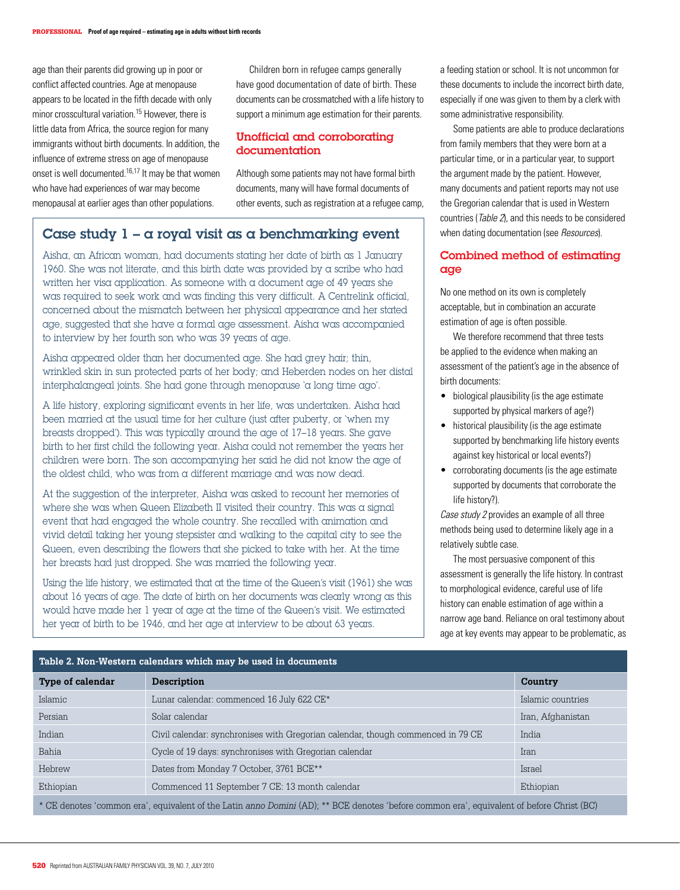age than their parents did growing up in poor or conflict affected countries. Age at menopause appears to be located in the fifth decade with only minor crosscultural variation.[15] However, there is little data from Africa, the source region for many immigrants without birth documents. In addition, the influence of extreme stress on age of menopause onset is well documented.[16,17] It may be that women who have had experiences of war may become menopausal at earlier ages than other populations.

Children born in refugee camps generally have good documentation of date of birth. These documents can be crossmatched with a life history to support a minimum age estimation for their parents.

## Unofficial and corroborating documentation

Although some patients may not have formal birth documents, many will have formal documents of other events, such as registration at a refugee camp, a feeding station or school. It is not uncommon for these documents to include the incorrect birth date, especially if one was given to them by a clerk with some administrative responsibility.

Some patients are able to produce declarations from family members that they were born at a particular time, or in a particular year, to support the argument made by the patient. However, many documents and patient reports may not use the Gregorian calendar that is used in Western countries (*Table 2*), and this needs to be considered when dating documentation (see *Resources*).

### Case study 1 – a royal visit as a benchmarking event

Aisha, an African woman, had documents stating her date of birth as 1 January 1960. She was not literate, and this birth date was provided by a scribe who had written her visa application. As someone with a document age of 49 years she was required to seek work and was finding this very difficult. A Centrelink official, concerned about the mismatch between her physical appearance and her stated age, suggested that she have a formal age assessment. Aisha was accompanied to interview by her fourth son who was 39 years of age.

Aisha appeared older than her documented age. She had grey hair; thin, wrinkled skin in sun protected parts of her body; and Heberden nodes on her distal interphalangeal joints. She had gone through menopause 'a long time ago'.

A life history, exploring significant events in her life, was undertaken. Aisha had been married at the usual time for her culture (just after puberty, or 'when my breasts dropped'). This was typically around the age of 17–18 years. She gave birth to her first child the following year. Aisha could not remember the years her children were born. The son accompanying her said he did not know the age of the oldest child, who was from a different marriage and was now dead.

At the suggestion of the interpreter, Aisha was asked to recount her memories of where she was when Queen Elizabeth II visited their country. This was a signal event that had engaged the whole country. She recalled with animation and vivid detail taking her young stepsister and walking to the capital city to see the Queen, even describing the flowers that she picked to take with her. At the time her breasts had just dropped. She was married the following year.

Using the life history, we estimated that at the time of the Queen's visit (1961) she was about 16 years of age. The date of birth on her documents was clearly wrong as this would have made her 1 year of age at the time of the Queen's visit. We estimated her year of birth to be 1946, and her age at interview to be about 63 years.

## Combined method of estimating age

No one method on its own is completely acceptable, but in combination an accurate estimation of age is often possible.

We therefore recommend that three tests be applied to the evidence when making an assessment of the patient's age in the absence of birth documents:

- biological plausibility (is the age estimate supported by physical markers of age?)
- historical plausibility (is the age estimate supported by benchmarking life history events against key historical or local events?)
- corroborating documents (is the age estimate supported by documents that corroborate the life history?).

*Case study 2* provides an example of all three methods being used to determine likely age in a relatively subtle case.

The most persuasive component of this assessment is generally the life history. In contrast to morphological evidence, careful use of life history can enable estimation of age within a narrow age band. Reliance on oral testimony about age at key events may appear to be problematic, as

**Table 2. Non-Western calendars which may be used in documents**

| Type of calendar | Description | Country |
|---|---|---|
| Islamic | Lunar calendar: commenced 16 July 622 CE* | Islamic countries |
| Persian | Solar calendar | Iran, Afghanistan |
| Indian | Civil calendar: synchronises with Gregorian calendar, though commenced in 79 CE | India |
| Bahia | Cycle of 19 days: synchronises with Gregorian calendar | Iran |
| Hebrew | Dates from Monday 7 October, 3761 BCE** | Israel |
| Ethiopian | Commenced 11 September 7 CE: 13 month calendar | Ethiopian |

\* CE denotes 'common era', equivalent of the Latin *anno Domini* (AD); ** BCE denotes 'before common era', equivalent of before Christ (BC)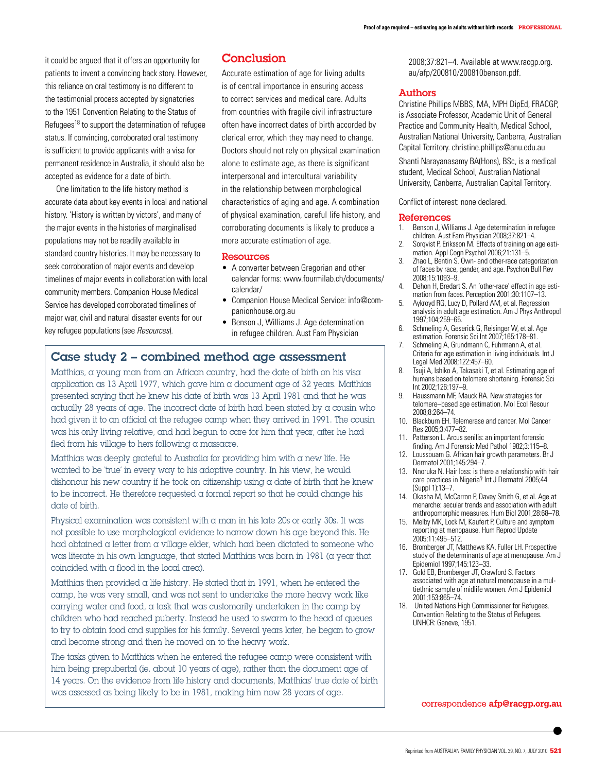it could be argued that it offers an opportunity for patients to invent a convincing back story. However, this reliance on oral testimony is no different to the testimonial process accepted by signatories to the 1951 Convention Relating to the Status of Refugees[18] to support the determination of refugee status. If convincing, corroborated oral testimony is sufficient to provide applicants with a visa for permanent residence in Australia, it should also be accepted as evidence for a date of birth.

One limitation to the life history method is accurate data about key events in local and national history. 'History is written by victors', and many of the major events in the histories of marginalised populations may not be readily available in standard country histories. It may be necessary to seek corroboration of major events and develop timelines of major events in collaboration with local community members. Companion House Medical Service has developed corroborated timelines of major war, civil and natural disaster events for our key refugee populations (see *Resources*).

## Conclusion

Accurate estimation of age for living adults is of central importance in ensuring access to correct services and medical care. Adults from countries with fragile civil infrastructure often have incorrect dates of birth accorded by clerical error, which they may need to change. Doctors should not rely on physical examination alone to estimate age, as there is significant interpersonal and intercultural variability in the relationship between morphological characteristics of aging and age. A combination of physical examination, careful life history, and corroborating documents is likely to produce a more accurate estimation of age.

### Resources

- A converter between Gregorian and other calendar forms: www.fourmilab.ch/documents/calendar/
- Companion House Medical Service: info@companionhouse.org.au
- Benson J, Williams J. Age determination in refugee children. Aust Fam Physician 2008;37:821–4. Available at www.racgp.org.au/afp/200810/200810benson.pdf.

## Case study 2 – combined method age assessment

Matthias, a young man from an African country, had the date of birth on his visa application as 13 April 1977, which gave him a document age of 32 years. Matthias presented saying that he knew his date of birth was 13 April 1981 and that he was actually 28 years of age. The incorrect date of birth had been stated by a cousin who had given it to an official at the refugee camp when they arrived in 1991. The cousin was his only living relative, and had begun to care for him that year, after he had fled from his village to hers following a massacre.

Matthias was deeply grateful to Australia for providing him with a new life. He wanted to be 'true' in every way to his adoptive country. In his view, he would dishonour his new country if he took on citizenship using a date of birth that he knew to be incorrect. He therefore requested a formal report so that he could change his date of birth.

Physical examination was consistent with a man in his late 20s or early 30s. It was not possible to use morphological evidence to narrow down his age beyond this. He had obtained a letter from a village elder, which had been dictated to someone who was literate in his own language, that stated Matthias was born in 1981 (a year that coincided with a flood in the local area).

Matthias then provided a life history. He stated that in 1991, when he entered the camp, he was very small, and was not sent to undertake the more heavy work like carrying water and food, a task that was customarily undertaken in the camp by children who had reached puberty. Instead he used to swarm to the head of queues to try to obtain food and supplies for his family. Several years later, he began to grow and become strong and then he moved on to the heavy work.

The tasks given to Matthias when he entered the refugee camp were consistent with him being prepubertal (ie. about 10 years of age), rather than the document age of 14 years. On the evidence from life history and documents, Matthias' true date of birth was assessed as being likely to be in 1981, making him now 28 years of age.

## Authors

Christine Phillips MBBS, MA, MPH DipEd, FRACGP, is Associate Professor, Academic Unit of General Practice and Community Health, Medical School, Australian National University, Canberra, Australian Capital Territory. christine.phillips@anu.edu.au

Shanti Narayanasamy BA(Hons), BSc, is a medical student, Medical School, Australian National University, Canberra, Australian Capital Territory.

Conflict of interest: none declared.

## References

1. Benson J, Williams J. Age determination in refugee children. Aust Fam Physician 2008;37:821–4.
2. Sorqvist P, Eriksson M. Effects of training on age estimation. Appl Cogn Psychol 2006;21:131–5.
3. Zhao L, Bentin S. Own- and other-race categorization of faces by race, gender, and age. Psychon Bull Rev 2008;15:1093–9.
4. Dehon H, Bredart S. An 'other-race' effect in age estimation from faces. Perception 2001;30:1107–13.
5. Aykroyd RG, Lucy D, Pollard AM, et al. Regression analysis in adult age estimation. Am J Phys Anthropol 1997;104;259–65.
6. Schmeling A, Geserick G, Reisinger W, et al. Age estimation. Forensic Sci Int 2007;165:178–81.
7. Schmeling A, Grundmann C, Fuhrmann A, et al. Criteria for age estimation in living individuals. Int J Legal Med 2008;122:457–60.
8. Tsuji A, Ishiko A, Takasaki T, et al. Estimating age of humans based on telomere shortening. Forensic Sci Int 2002;126:197–9.
9. Haussmann MF, Mauck RA. New strategies for telomere-based age estimation. Mol Ecol Resour 2008;8:264–74.
10. Blackburn EH. Telemerase and cancer. Mol Cancer Res 2005;3:477–82.
11. Patterson L. Arcus senilis: an important forensic finding. Am J Forensic Med Pathol 1982;3:115–8.
12. Loussouam G. African hair growth parameters. Br J Dermatol 2001;145:294–7.
13. Nnoruka N. Hair loss: is there a relationship with hair care practices in Nigeria? Int J Dermatol 2005;44 (Suppl 1):13–7.
14. Okasha M, McCarron P, Davey Smith G, et al. Age at menarche: secular trends and association with adult anthropomorphic measures. Hum Biol 2001;28:68–78.
15. Melby MK, Lock M, Kaufert P. Culture and symptom reporting at menopause. Hum Reprod Update 2005;11:495–512.
16. Bromberger JT, Matthews KA, Fuller LH. Prospective study of the determinants of age at menopause. Am J Epidemiol 1997;145:123–33.
17. Gold EB, Bromberger JT, Crawford S. Factors associated with age at natural menopause in a multiethnic sample of midlife women. Am J Epidemiol 2001;153:865–74.
18. United Nations High Commissioner for Refugees. Convention Relating to the Status of Refugees. UNHCR: Geneve, 1951.

correspondence **afp@racgp.org.au**